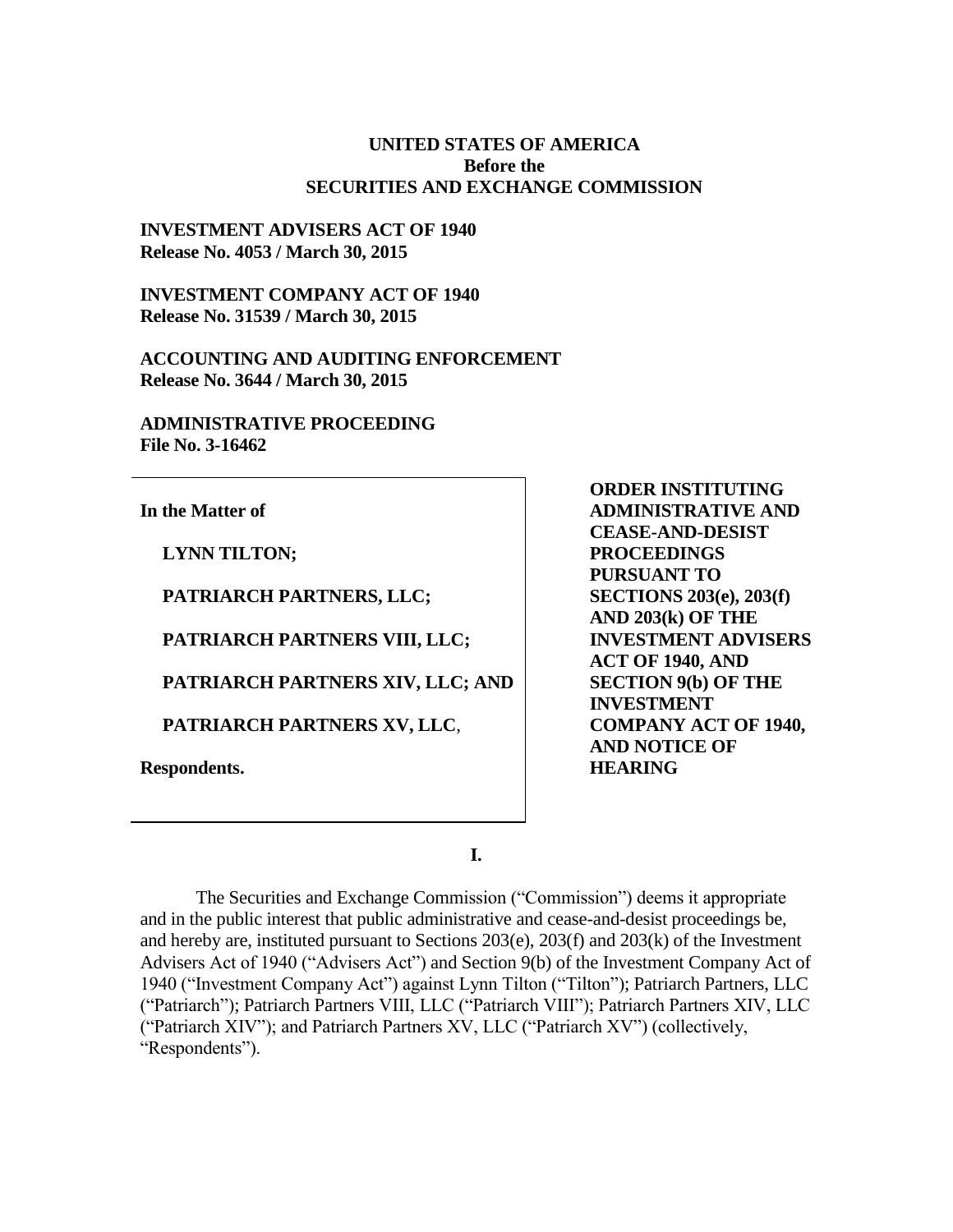**UNITED STATES OF AMERICA**
**Before the**
**SECURITIES AND EXCHANGE COMMISSION**

**INVESTMENT ADVISERS ACT OF 1940**
**Release No. 4053 / March 30, 2015**

**INVESTMENT COMPANY ACT OF 1940**
**Release No. 31539 / March 30, 2015**

**ACCOUNTING AND AUDITING ENFORCEMENT**
**Release No. 3644 / March 30, 2015**

**ADMINISTRATIVE PROCEEDING**
**File No. 3-16462**

**In the Matter of**

**LYNN TILTON;**

**PATRIARCH PARTNERS, LLC;**

**PATRIARCH PARTNERS VIII, LLC;**

**PATRIARCH PARTNERS XIV, LLC; AND**

**PATRIARCH PARTNERS XV, LLC**,

**Respondents.**

**ORDER INSTITUTING ADMINISTRATIVE AND CEASE-AND-DESIST PROCEEDINGS PURSUANT TO SECTIONS 203(e), 203(f) AND 203(k) OF THE INVESTMENT ADVISERS ACT OF 1940, AND SECTION 9(b) OF THE INVESTMENT COMPANY ACT OF 1940, AND NOTICE OF HEARING**

## I.

The Securities and Exchange Commission ("Commission") deems it appropriate and in the public interest that public administrative and cease-and-desist proceedings be, and hereby are, instituted pursuant to Sections 203(e), 203(f) and 203(k) of the Investment Advisers Act of 1940 ("Advisers Act") and Section 9(b) of the Investment Company Act of 1940 ("Investment Company Act") against Lynn Tilton ("Tilton"); Patriarch Partners, LLC ("Patriarch"); Patriarch Partners VIII, LLC ("Patriarch VIII"); Patriarch Partners XIV, LLC ("Patriarch XIV"); and Patriarch Partners XV, LLC ("Patriarch XV") (collectively, "Respondents").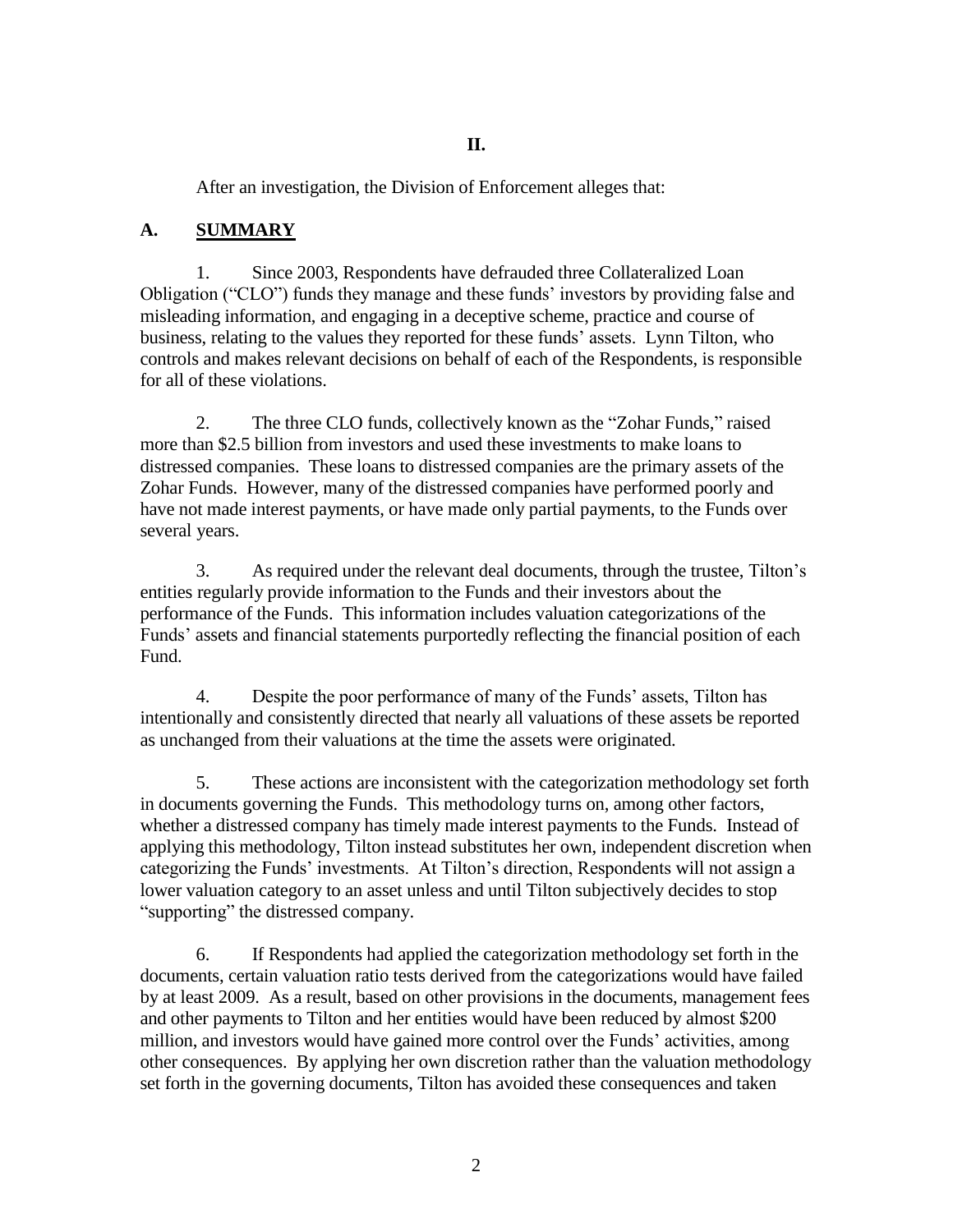## II.

After an investigation, the Division of Enforcement alleges that:

### A. SUMMARY

1. Since 2003, Respondents have defrauded three Collateralized Loan Obligation ("CLO") funds they manage and these funds' investors by providing false and misleading information, and engaging in a deceptive scheme, practice and course of business, relating to the values they reported for these funds' assets. Lynn Tilton, who controls and makes relevant decisions on behalf of each of the Respondents, is responsible for all of these violations.

2. The three CLO funds, collectively known as the "Zohar Funds," raised more than $2.5 billion from investors and used these investments to make loans to distressed companies. These loans to distressed companies are the primary assets of the Zohar Funds. However, many of the distressed companies have performed poorly and have not made interest payments, or have made only partial payments, to the Funds over several years.

3. As required under the relevant deal documents, through the trustee, Tilton's entities regularly provide information to the Funds and their investors about the performance of the Funds. This information includes valuation categorizations of the Funds' assets and financial statements purportedly reflecting the financial position of each Fund.

4. Despite the poor performance of many of the Funds' assets, Tilton has intentionally and consistently directed that nearly all valuations of these assets be reported as unchanged from their valuations at the time the assets were originated.

5. These actions are inconsistent with the categorization methodology set forth in documents governing the Funds. This methodology turns on, among other factors, whether a distressed company has timely made interest payments to the Funds. Instead of applying this methodology, Tilton instead substitutes her own, independent discretion when categorizing the Funds' investments. At Tilton's direction, Respondents will not assign a lower valuation category to an asset unless and until Tilton subjectively decides to stop "supporting" the distressed company.

6. If Respondents had applied the categorization methodology set forth in the documents, certain valuation ratio tests derived from the categorizations would have failed by at least 2009. As a result, based on other provisions in the documents, management fees and other payments to Tilton and her entities would have been reduced by almost $200 million, and investors would have gained more control over the Funds' activities, among other consequences. By applying her own discretion rather than the valuation methodology set forth in the governing documents, Tilton has avoided these consequences and taken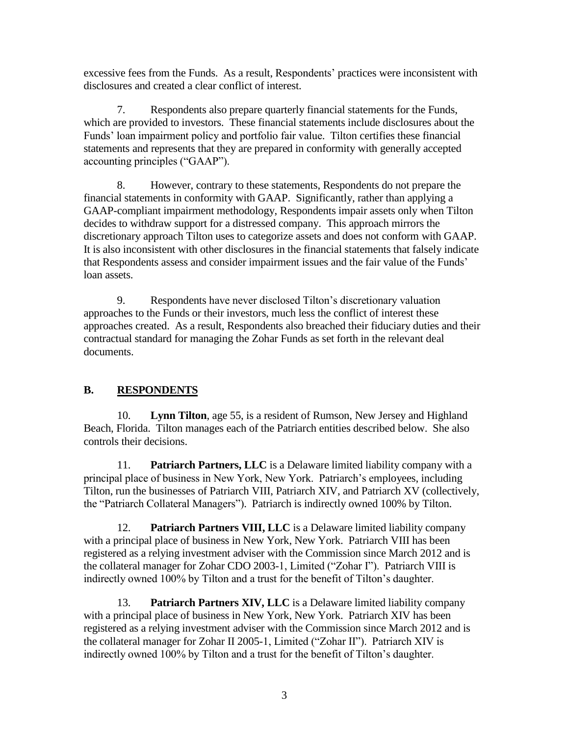excessive fees from the Funds. As a result, Respondents' practices were inconsistent with disclosures and created a clear conflict of interest.

7. Respondents also prepare quarterly financial statements for the Funds, which are provided to investors. These financial statements include disclosures about the Funds' loan impairment policy and portfolio fair value. Tilton certifies these financial statements and represents that they are prepared in conformity with generally accepted accounting principles ("GAAP").

8. However, contrary to these statements, Respondents do not prepare the financial statements in conformity with GAAP. Significantly, rather than applying a GAAP-compliant impairment methodology, Respondents impair assets only when Tilton decides to withdraw support for a distressed company. This approach mirrors the discretionary approach Tilton uses to categorize assets and does not conform with GAAP. It is also inconsistent with other disclosures in the financial statements that falsely indicate that Respondents assess and consider impairment issues and the fair value of the Funds' loan assets.

9. Respondents have never disclosed Tilton's discretionary valuation approaches to the Funds or their investors, much less the conflict of interest these approaches created. As a result, Respondents also breached their fiduciary duties and their contractual standard for managing the Zohar Funds as set forth in the relevant deal documents.

## B. RESPONDENTS

10. **Lynn Tilton**, age 55, is a resident of Rumson, New Jersey and Highland Beach, Florida. Tilton manages each of the Patriarch entities described below. She also controls their decisions.

11. **Patriarch Partners, LLC** is a Delaware limited liability company with a principal place of business in New York, New York. Patriarch's employees, including Tilton, run the businesses of Patriarch VIII, Patriarch XIV, and Patriarch XV (collectively, the "Patriarch Collateral Managers"). Patriarch is indirectly owned 100% by Tilton.

12. **Patriarch Partners VIII, LLC** is a Delaware limited liability company with a principal place of business in New York, New York. Patriarch VIII has been registered as a relying investment adviser with the Commission since March 2012 and is the collateral manager for Zohar CDO 2003-1, Limited ("Zohar I"). Patriarch VIII is indirectly owned 100% by Tilton and a trust for the benefit of Tilton's daughter.

13. **Patriarch Partners XIV, LLC** is a Delaware limited liability company with a principal place of business in New York, New York. Patriarch XIV has been registered as a relying investment adviser with the Commission since March 2012 and is the collateral manager for Zohar II 2005-1, Limited ("Zohar II"). Patriarch XIV is indirectly owned 100% by Tilton and a trust for the benefit of Tilton's daughter.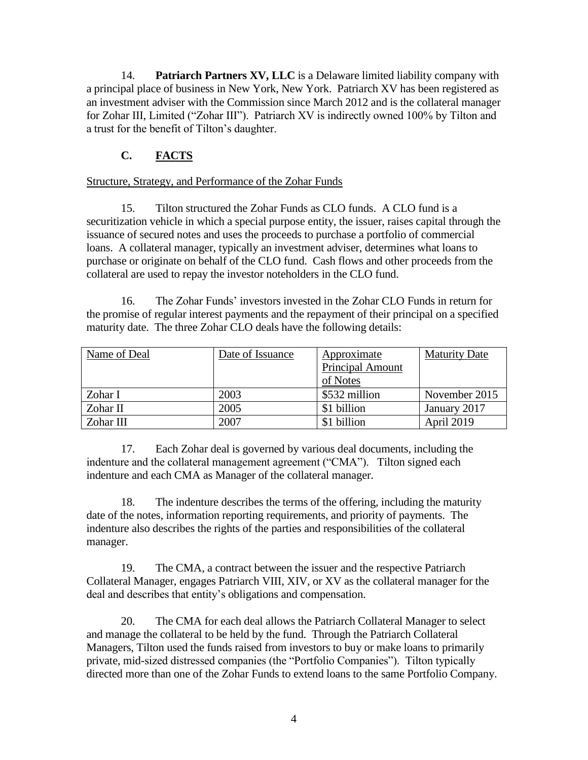14. **Patriarch Partners XV, LLC** is a Delaware limited liability company with a principal place of business in New York, New York. Patriarch XV has been registered as an investment adviser with the Commission since March 2012 and is the collateral manager for Zohar III, Limited ("Zohar III"). Patriarch XV is indirectly owned 100% by Tilton and a trust for the benefit of Tilton's daughter.

## C. FACTS

Structure, Strategy, and Performance of the Zohar Funds

15. Tilton structured the Zohar Funds as CLO funds. A CLO fund is a securitization vehicle in which a special purpose entity, the issuer, raises capital through the issuance of secured notes and uses the proceeds to purchase a portfolio of commercial loans. A collateral manager, typically an investment adviser, determines what loans to purchase or originate on behalf of the CLO fund. Cash flows and other proceeds from the collateral are used to repay the investor noteholders in the CLO fund.

16. The Zohar Funds' investors invested in the Zohar CLO Funds in return for the promise of regular interest payments and the repayment of their principal on a specified maturity date. The three Zohar CLO deals have the following details:

| Name of Deal | Date of Issuance | Approximate Principal Amount of Notes | Maturity Date |
|---|---|---|---|
| Zohar I | 2003 | $532 million | November 2015 |
| Zohar II | 2005 | $1 billion | January 2017 |
| Zohar III | 2007 | $1 billion | April 2019 |

17. Each Zohar deal is governed by various deal documents, including the indenture and the collateral management agreement ("CMA"). Tilton signed each indenture and each CMA as Manager of the collateral manager.

18. The indenture describes the terms of the offering, including the maturity date of the notes, information reporting requirements, and priority of payments. The indenture also describes the rights of the parties and responsibilities of the collateral manager.

19. The CMA, a contract between the issuer and the respective Patriarch Collateral Manager, engages Patriarch VIII, XIV, or XV as the collateral manager for the deal and describes that entity's obligations and compensation.

20. The CMA for each deal allows the Patriarch Collateral Manager to select and manage the collateral to be held by the fund. Through the Patriarch Collateral Managers, Tilton used the funds raised from investors to buy or make loans to primarily private, mid-sized distressed companies (the "Portfolio Companies"). Tilton typically directed more than one of the Zohar Funds to extend loans to the same Portfolio Company.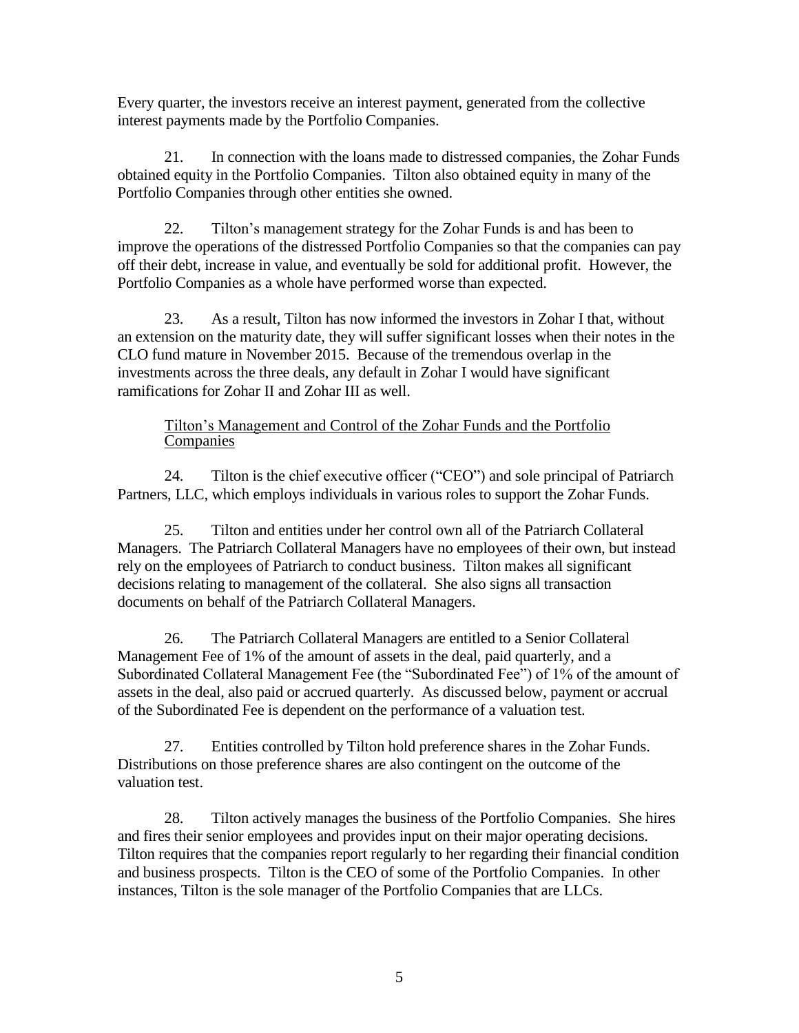Every quarter, the investors receive an interest payment, generated from the collective interest payments made by the Portfolio Companies.

21. In connection with the loans made to distressed companies, the Zohar Funds obtained equity in the Portfolio Companies. Tilton also obtained equity in many of the Portfolio Companies through other entities she owned.

22. Tilton's management strategy for the Zohar Funds is and has been to improve the operations of the distressed Portfolio Companies so that the companies can pay off their debt, increase in value, and eventually be sold for additional profit. However, the Portfolio Companies as a whole have performed worse than expected.

23. As a result, Tilton has now informed the investors in Zohar I that, without an extension on the maturity date, they will suffer significant losses when their notes in the CLO fund mature in November 2015. Because of the tremendous overlap in the investments across the three deals, any default in Zohar I would have significant ramifications for Zohar II and Zohar III as well.

<u>Tilton's Management and Control of the Zohar Funds and the Portfolio Companies</u>

24. Tilton is the chief executive officer ("CEO") and sole principal of Patriarch Partners, LLC, which employs individuals in various roles to support the Zohar Funds.

25. Tilton and entities under her control own all of the Patriarch Collateral Managers. The Patriarch Collateral Managers have no employees of their own, but instead rely on the employees of Patriarch to conduct business. Tilton makes all significant decisions relating to management of the collateral. She also signs all transaction documents on behalf of the Patriarch Collateral Managers.

26. The Patriarch Collateral Managers are entitled to a Senior Collateral Management Fee of 1% of the amount of assets in the deal, paid quarterly, and a Subordinated Collateral Management Fee (the "Subordinated Fee") of 1% of the amount of assets in the deal, also paid or accrued quarterly. As discussed below, payment or accrual of the Subordinated Fee is dependent on the performance of a valuation test.

27. Entities controlled by Tilton hold preference shares in the Zohar Funds. Distributions on those preference shares are also contingent on the outcome of the valuation test.

28. Tilton actively manages the business of the Portfolio Companies. She hires and fires their senior employees and provides input on their major operating decisions. Tilton requires that the companies report regularly to her regarding their financial condition and business prospects. Tilton is the CEO of some of the Portfolio Companies. In other instances, Tilton is the sole manager of the Portfolio Companies that are LLCs.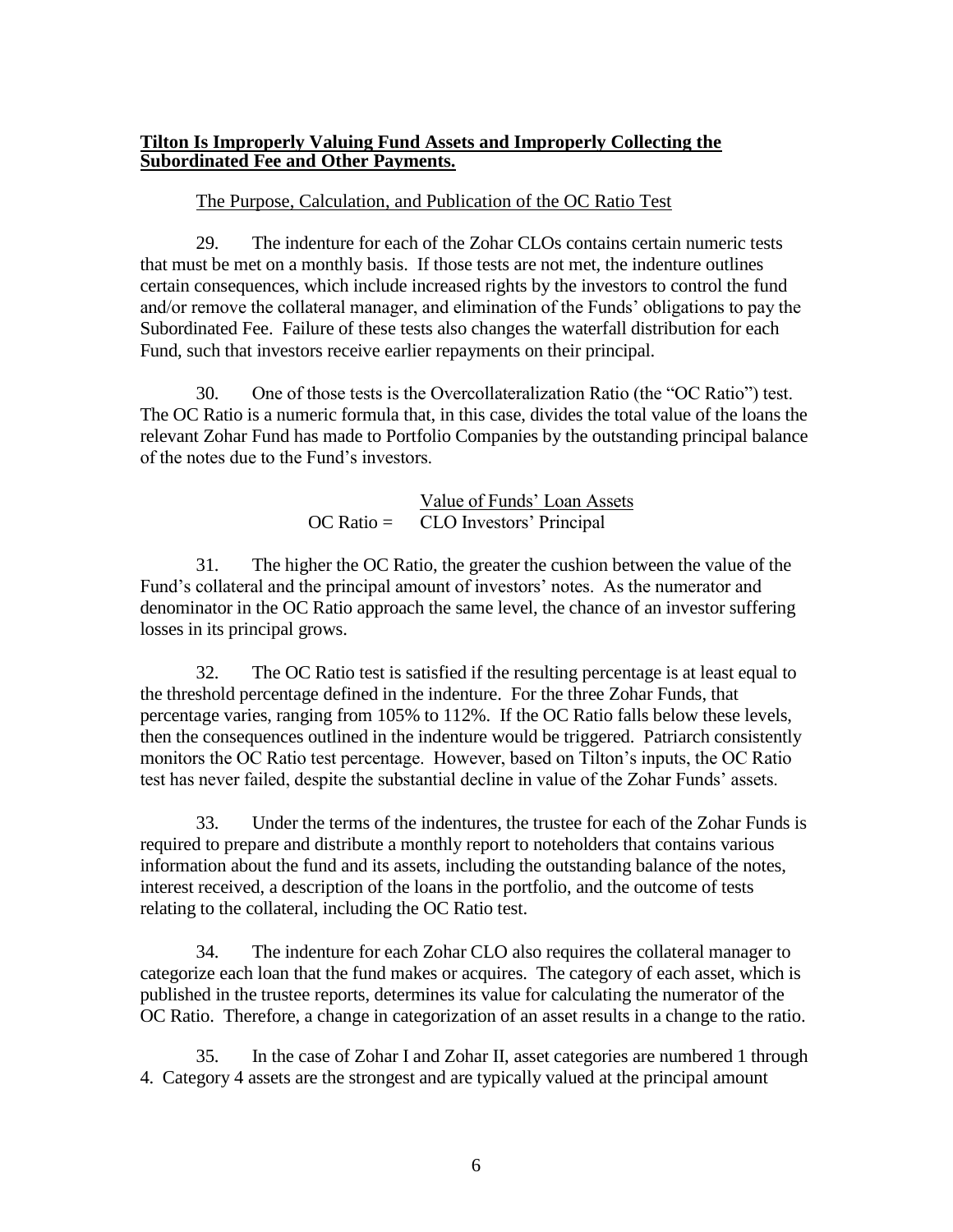**Tilton Is Improperly Valuing Fund Assets and Improperly Collecting the Subordinated Fee and Other Payments.**

The Purpose, Calculation, and Publication of the OC Ratio Test

29. The indenture for each of the Zohar CLOs contains certain numeric tests that must be met on a monthly basis. If those tests are not met, the indenture outlines certain consequences, which include increased rights by the investors to control the fund and/or remove the collateral manager, and elimination of the Funds' obligations to pay the Subordinated Fee. Failure of these tests also changes the waterfall distribution for each Fund, such that investors receive earlier repayments on their principal.

30. One of those tests is the Overcollateralization Ratio (the "OC Ratio") test. The OC Ratio is a numeric formula that, in this case, divides the total value of the loans the relevant Zohar Fund has made to Portfolio Companies by the outstanding principal balance of the notes due to the Fund's investors.

$$\text{OC Ratio} = \frac{\text{Value of Funds' Loan Assets}}{\text{CLO Investors' Principal}}$$

31. The higher the OC Ratio, the greater the cushion between the value of the Fund's collateral and the principal amount of investors' notes. As the numerator and denominator in the OC Ratio approach the same level, the chance of an investor suffering losses in its principal grows.

32. The OC Ratio test is satisfied if the resulting percentage is at least equal to the threshold percentage defined in the indenture. For the three Zohar Funds, that percentage varies, ranging from 105% to 112%. If the OC Ratio falls below these levels, then the consequences outlined in the indenture would be triggered. Patriarch consistently monitors the OC Ratio test percentage. However, based on Tilton's inputs, the OC Ratio test has never failed, despite the substantial decline in value of the Zohar Funds' assets.

33. Under the terms of the indentures, the trustee for each of the Zohar Funds is required to prepare and distribute a monthly report to noteholders that contains various information about the fund and its assets, including the outstanding balance of the notes, interest received, a description of the loans in the portfolio, and the outcome of tests relating to the collateral, including the OC Ratio test.

34. The indenture for each Zohar CLO also requires the collateral manager to categorize each loan that the fund makes or acquires. The category of each asset, which is published in the trustee reports, determines its value for calculating the numerator of the OC Ratio. Therefore, a change in categorization of an asset results in a change to the ratio.

35. In the case of Zohar I and Zohar II, asset categories are numbered 1 through 4. Category 4 assets are the strongest and are typically valued at the principal amount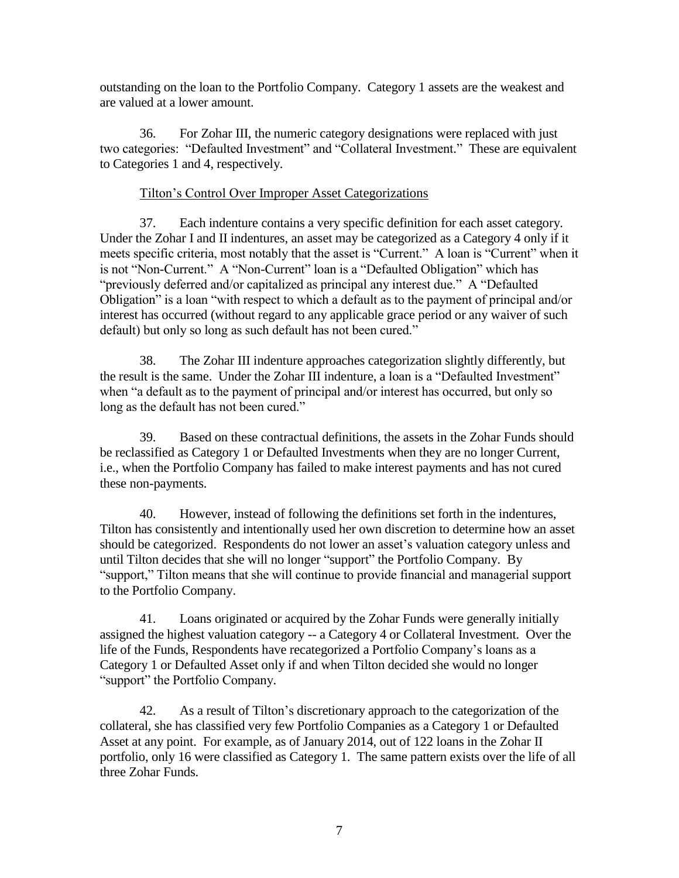outstanding on the loan to the Portfolio Company. Category 1 assets are the weakest and are valued at a lower amount.

36. For Zohar III, the numeric category designations were replaced with just two categories: "Defaulted Investment" and "Collateral Investment." These are equivalent to Categories 1 and 4, respectively.

Tilton's Control Over Improper Asset Categorizations

37. Each indenture contains a very specific definition for each asset category. Under the Zohar I and II indentures, an asset may be categorized as a Category 4 only if it meets specific criteria, most notably that the asset is "Current." A loan is "Current" when it is not "Non-Current." A "Non-Current" loan is a "Defaulted Obligation" which has "previously deferred and/or capitalized as principal any interest due." A "Defaulted Obligation" is a loan "with respect to which a default as to the payment of principal and/or interest has occurred (without regard to any applicable grace period or any waiver of such default) but only so long as such default has not been cured."

38. The Zohar III indenture approaches categorization slightly differently, but the result is the same. Under the Zohar III indenture, a loan is a "Defaulted Investment" when "a default as to the payment of principal and/or interest has occurred, but only so long as the default has not been cured."

39. Based on these contractual definitions, the assets in the Zohar Funds should be reclassified as Category 1 or Defaulted Investments when they are no longer Current, i.e., when the Portfolio Company has failed to make interest payments and has not cured these non-payments.

40. However, instead of following the definitions set forth in the indentures, Tilton has consistently and intentionally used her own discretion to determine how an asset should be categorized. Respondents do not lower an asset's valuation category unless and until Tilton decides that she will no longer "support" the Portfolio Company. By "support," Tilton means that she will continue to provide financial and managerial support to the Portfolio Company.

41. Loans originated or acquired by the Zohar Funds were generally initially assigned the highest valuation category -- a Category 4 or Collateral Investment. Over the life of the Funds, Respondents have recategorized a Portfolio Company's loans as a Category 1 or Defaulted Asset only if and when Tilton decided she would no longer "support" the Portfolio Company.

42. As a result of Tilton's discretionary approach to the categorization of the collateral, she has classified very few Portfolio Companies as a Category 1 or Defaulted Asset at any point. For example, as of January 2014, out of 122 loans in the Zohar II portfolio, only 16 were classified as Category 1. The same pattern exists over the life of all three Zohar Funds.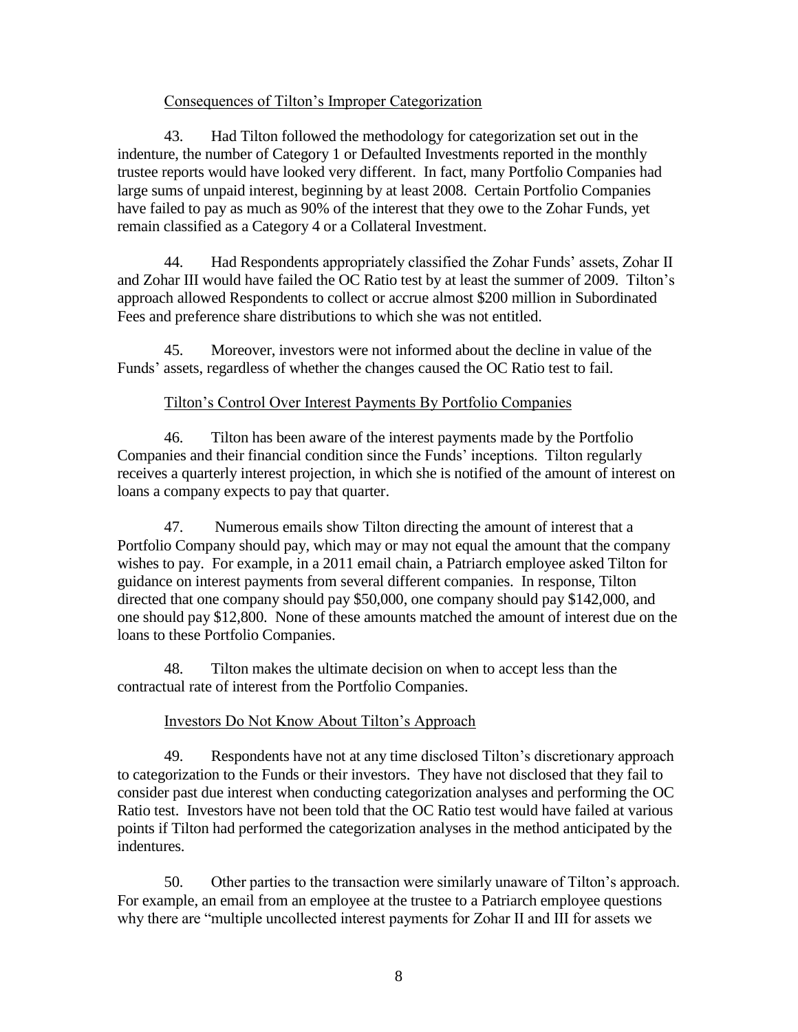Consequences of Tilton's Improper Categorization

43. Had Tilton followed the methodology for categorization set out in the indenture, the number of Category 1 or Defaulted Investments reported in the monthly trustee reports would have looked very different. In fact, many Portfolio Companies had large sums of unpaid interest, beginning by at least 2008. Certain Portfolio Companies have failed to pay as much as 90% of the interest that they owe to the Zohar Funds, yet remain classified as a Category 4 or a Collateral Investment.

44. Had Respondents appropriately classified the Zohar Funds' assets, Zohar II and Zohar III would have failed the OC Ratio test by at least the summer of 2009. Tilton's approach allowed Respondents to collect or accrue almost $200 million in Subordinated Fees and preference share distributions to which she was not entitled.

45. Moreover, investors were not informed about the decline in value of the Funds' assets, regardless of whether the changes caused the OC Ratio test to fail.

Tilton's Control Over Interest Payments By Portfolio Companies

46. Tilton has been aware of the interest payments made by the Portfolio Companies and their financial condition since the Funds' inceptions. Tilton regularly receives a quarterly interest projection, in which she is notified of the amount of interest on loans a company expects to pay that quarter.

47. Numerous emails show Tilton directing the amount of interest that a Portfolio Company should pay, which may or may not equal the amount that the company wishes to pay. For example, in a 2011 email chain, a Patriarch employee asked Tilton for guidance on interest payments from several different companies. In response, Tilton directed that one company should pay $50,000, one company should pay $142,000, and one should pay $12,800. None of these amounts matched the amount of interest due on the loans to these Portfolio Companies.

48. Tilton makes the ultimate decision on when to accept less than the contractual rate of interest from the Portfolio Companies.

Investors Do Not Know About Tilton's Approach

49. Respondents have not at any time disclosed Tilton's discretionary approach to categorization to the Funds or their investors. They have not disclosed that they fail to consider past due interest when conducting categorization analyses and performing the OC Ratio test. Investors have not been told that the OC Ratio test would have failed at various points if Tilton had performed the categorization analyses in the method anticipated by the indentures.

50. Other parties to the transaction were similarly unaware of Tilton's approach. For example, an email from an employee at the trustee to a Patriarch employee questions why there are "multiple uncollected interest payments for Zohar II and III for assets we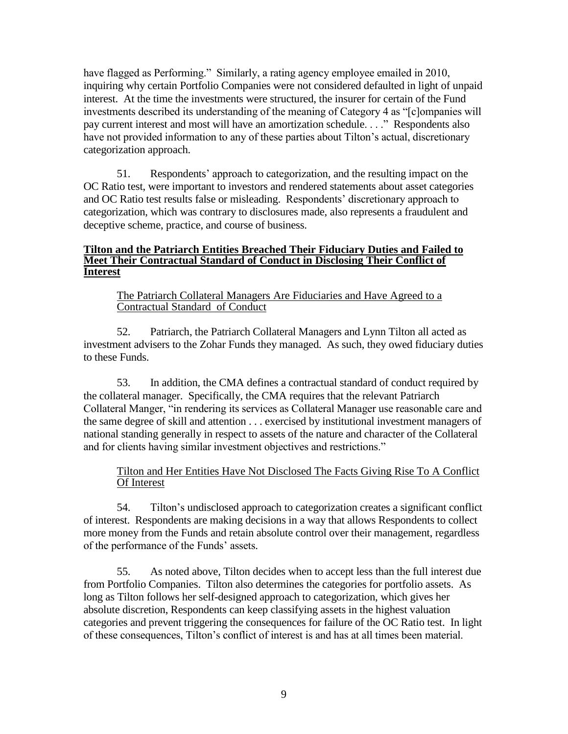have flagged as Performing." Similarly, a rating agency employee emailed in 2010, inquiring why certain Portfolio Companies were not considered defaulted in light of unpaid interest. At the time the investments were structured, the insurer for certain of the Fund investments described its understanding of the meaning of Category 4 as "[c]ompanies will pay current interest and most will have an amortization schedule. . . ." Respondents also have not provided information to any of these parties about Tilton's actual, discretionary categorization approach.

51. Respondents' approach to categorization, and the resulting impact on the OC Ratio test, were important to investors and rendered statements about asset categories and OC Ratio test results false or misleading. Respondents' discretionary approach to categorization, which was contrary to disclosures made, also represents a fraudulent and deceptive scheme, practice, and course of business.

**Tilton and the Patriarch Entities Breached Their Fiduciary Duties and Failed to Meet Their Contractual Standard of Conduct in Disclosing Their Conflict of Interest**

The Patriarch Collateral Managers Are Fiduciaries and Have Agreed to a Contractual Standard of Conduct

52. Patriarch, the Patriarch Collateral Managers and Lynn Tilton all acted as investment advisers to the Zohar Funds they managed. As such, they owed fiduciary duties to these Funds.

53. In addition, the CMA defines a contractual standard of conduct required by the collateral manager. Specifically, the CMA requires that the relevant Patriarch Collateral Manger, "in rendering its services as Collateral Manager use reasonable care and the same degree of skill and attention . . . exercised by institutional investment managers of national standing generally in respect to assets of the nature and character of the Collateral and for clients having similar investment objectives and restrictions."

Tilton and Her Entities Have Not Disclosed The Facts Giving Rise To A Conflict Of Interest

54. Tilton's undisclosed approach to categorization creates a significant conflict of interest. Respondents are making decisions in a way that allows Respondents to collect more money from the Funds and retain absolute control over their management, regardless of the performance of the Funds' assets.

55. As noted above, Tilton decides when to accept less than the full interest due from Portfolio Companies. Tilton also determines the categories for portfolio assets. As long as Tilton follows her self-designed approach to categorization, which gives her absolute discretion, Respondents can keep classifying assets in the highest valuation categories and prevent triggering the consequences for failure of the OC Ratio test. In light of these consequences, Tilton's conflict of interest is and has at all times been material.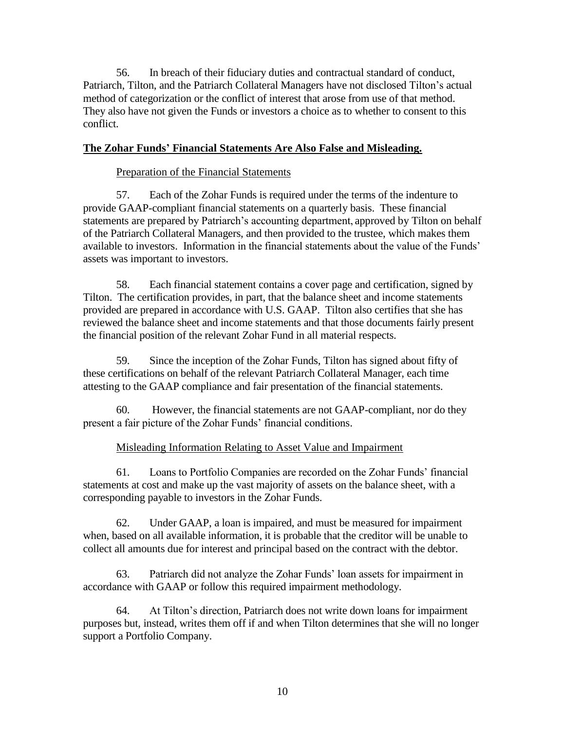56. In breach of their fiduciary duties and contractual standard of conduct, Patriarch, Tilton, and the Patriarch Collateral Managers have not disclosed Tilton's actual method of categorization or the conflict of interest that arose from use of that method. They also have not given the Funds or investors a choice as to whether to consent to this conflict.

**The Zohar Funds' Financial Statements Are Also False and Misleading.**

Preparation of the Financial Statements

57. Each of the Zohar Funds is required under the terms of the indenture to provide GAAP-compliant financial statements on a quarterly basis. These financial statements are prepared by Patriarch's accounting department, approved by Tilton on behalf of the Patriarch Collateral Managers, and then provided to the trustee, which makes them available to investors. Information in the financial statements about the value of the Funds' assets was important to investors.

58. Each financial statement contains a cover page and certification, signed by Tilton. The certification provides, in part, that the balance sheet and income statements provided are prepared in accordance with U.S. GAAP. Tilton also certifies that she has reviewed the balance sheet and income statements and that those documents fairly present the financial position of the relevant Zohar Fund in all material respects.

59. Since the inception of the Zohar Funds, Tilton has signed about fifty of these certifications on behalf of the relevant Patriarch Collateral Manager, each time attesting to the GAAP compliance and fair presentation of the financial statements.

60. However, the financial statements are not GAAP-compliant, nor do they present a fair picture of the Zohar Funds' financial conditions.

Misleading Information Relating to Asset Value and Impairment

61. Loans to Portfolio Companies are recorded on the Zohar Funds' financial statements at cost and make up the vast majority of assets on the balance sheet, with a corresponding payable to investors in the Zohar Funds.

62. Under GAAP, a loan is impaired, and must be measured for impairment when, based on all available information, it is probable that the creditor will be unable to collect all amounts due for interest and principal based on the contract with the debtor.

63. Patriarch did not analyze the Zohar Funds' loan assets for impairment in accordance with GAAP or follow this required impairment methodology.

64. At Tilton's direction, Patriarch does not write down loans for impairment purposes but, instead, writes them off if and when Tilton determines that she will no longer support a Portfolio Company.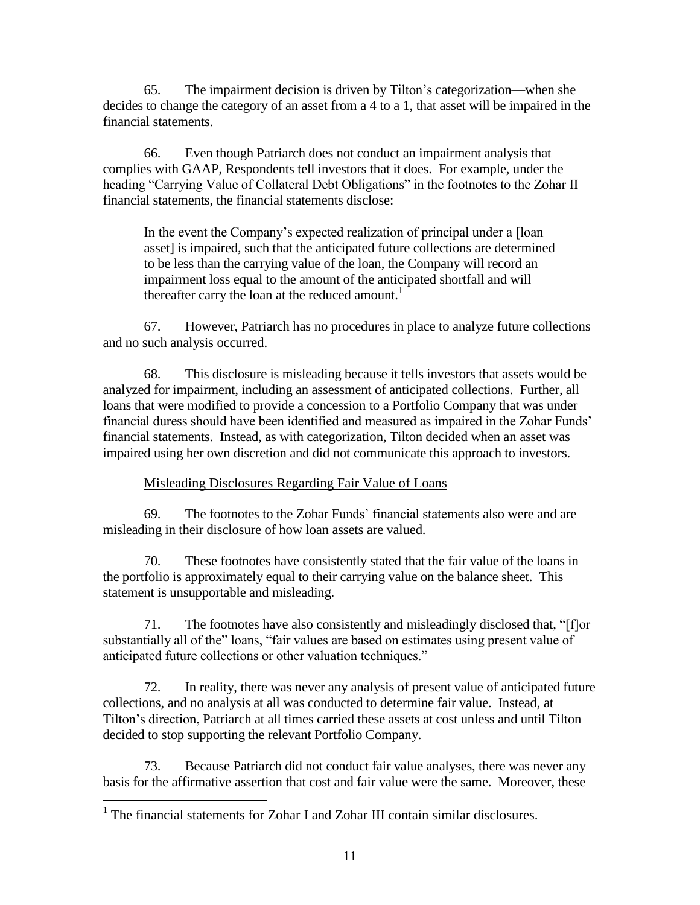65. The impairment decision is driven by Tilton's categorization—when she decides to change the category of an asset from a 4 to a 1, that asset will be impaired in the financial statements.

66. Even though Patriarch does not conduct an impairment analysis that complies with GAAP, Respondents tell investors that it does. For example, under the heading "Carrying Value of Collateral Debt Obligations" in the footnotes to the Zohar II financial statements, the financial statements disclose:

> In the event the Company's expected realization of principal under a [loan asset] is impaired, such that the anticipated future collections are determined to be less than the carrying value of the loan, the Company will record an impairment loss equal to the amount of the anticipated shortfall and will thereafter carry the loan at the reduced amount.[1]

67. However, Patriarch has no procedures in place to analyze future collections and no such analysis occurred.

68. This disclosure is misleading because it tells investors that assets would be analyzed for impairment, including an assessment of anticipated collections. Further, all loans that were modified to provide a concession to a Portfolio Company that was under financial duress should have been identified and measured as impaired in the Zohar Funds' financial statements. Instead, as with categorization, Tilton decided when an asset was impaired using her own discretion and did not communicate this approach to investors.

<u>Misleading Disclosures Regarding Fair Value of Loans</u>

69. The footnotes to the Zohar Funds' financial statements also were and are misleading in their disclosure of how loan assets are valued.

70. These footnotes have consistently stated that the fair value of the loans in the portfolio is approximately equal to their carrying value on the balance sheet. This statement is unsupportable and misleading.

71. The footnotes have also consistently and misleadingly disclosed that, "[f]or substantially all of the" loans, "fair values are based on estimates using present value of anticipated future collections or other valuation techniques."

72. In reality, there was never any analysis of present value of anticipated future collections, and no analysis at all was conducted to determine fair value. Instead, at Tilton's direction, Patriarch at all times carried these assets at cost unless and until Tilton decided to stop supporting the relevant Portfolio Company.

73. Because Patriarch did not conduct fair value analyses, there was never any basis for the affirmative assertion that cost and fair value were the same. Moreover, these

---

[1] The financial statements for Zohar I and Zohar III contain similar disclosures.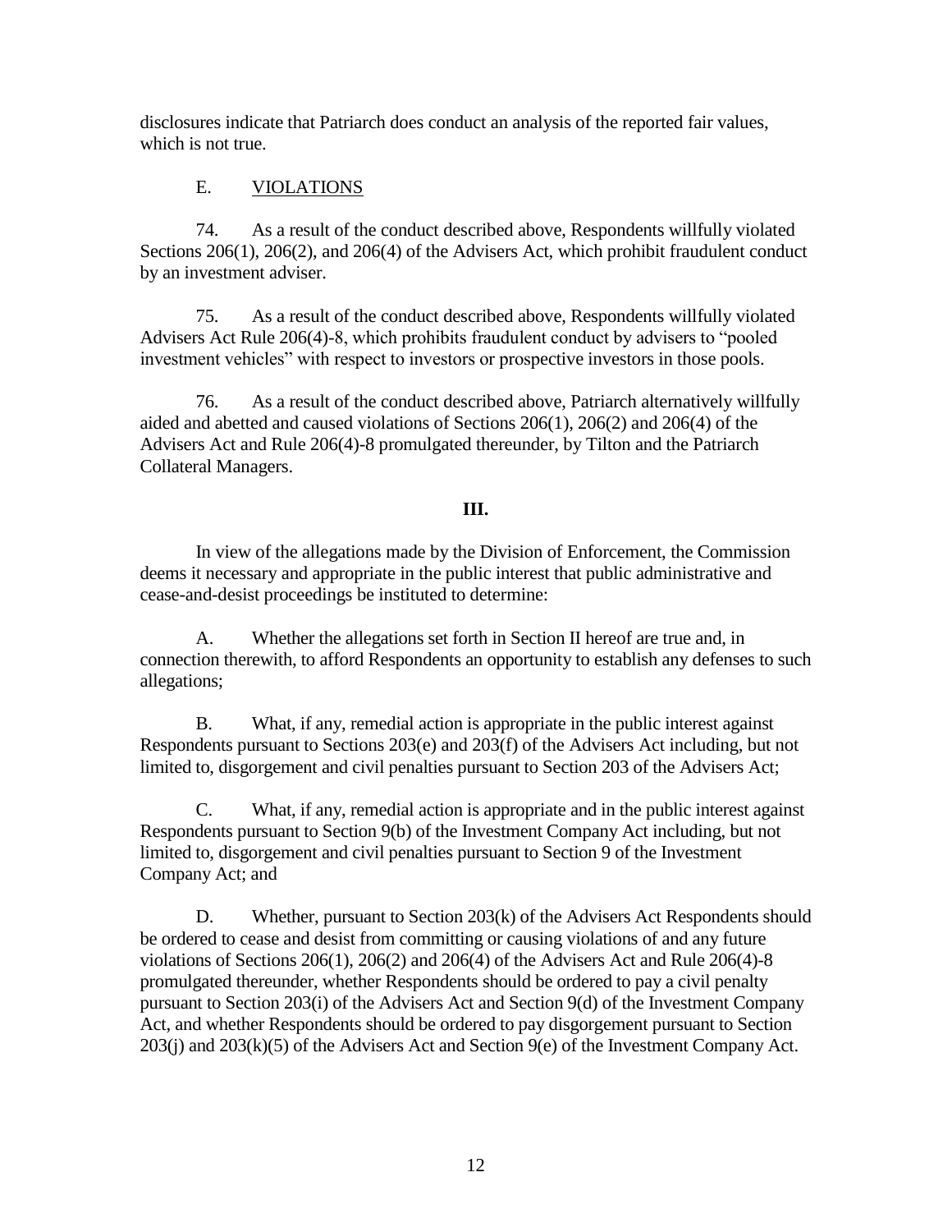disclosures indicate that Patriarch does conduct an analysis of the reported fair values, which is not true.

E. VIOLATIONS

74. As a result of the conduct described above, Respondents willfully violated Sections 206(1), 206(2), and 206(4) of the Advisers Act, which prohibit fraudulent conduct by an investment adviser.

75. As a result of the conduct described above, Respondents willfully violated Advisers Act Rule 206(4)-8, which prohibits fraudulent conduct by advisers to "pooled investment vehicles" with respect to investors or prospective investors in those pools.

76. As a result of the conduct described above, Patriarch alternatively willfully aided and abetted and caused violations of Sections 206(1), 206(2) and 206(4) of the Advisers Act and Rule 206(4)-8 promulgated thereunder, by Tilton and the Patriarch Collateral Managers.

## III.

In view of the allegations made by the Division of Enforcement, the Commission deems it necessary and appropriate in the public interest that public administrative and cease-and-desist proceedings be instituted to determine:

A. Whether the allegations set forth in Section II hereof are true and, in connection therewith, to afford Respondents an opportunity to establish any defenses to such allegations;

B. What, if any, remedial action is appropriate in the public interest against Respondents pursuant to Sections 203(e) and 203(f) of the Advisers Act including, but not limited to, disgorgement and civil penalties pursuant to Section 203 of the Advisers Act;

C. What, if any, remedial action is appropriate and in the public interest against Respondents pursuant to Section 9(b) of the Investment Company Act including, but not limited to, disgorgement and civil penalties pursuant to Section 9 of the Investment Company Act; and

D. Whether, pursuant to Section 203(k) of the Advisers Act Respondents should be ordered to cease and desist from committing or causing violations of and any future violations of Sections 206(1), 206(2) and 206(4) of the Advisers Act and Rule 206(4)-8 promulgated thereunder, whether Respondents should be ordered to pay a civil penalty pursuant to Section 203(i) of the Advisers Act and Section 9(d) of the Investment Company Act, and whether Respondents should be ordered to pay disgorgement pursuant to Section 203(j) and 203(k)(5) of the Advisers Act and Section 9(e) of the Investment Company Act.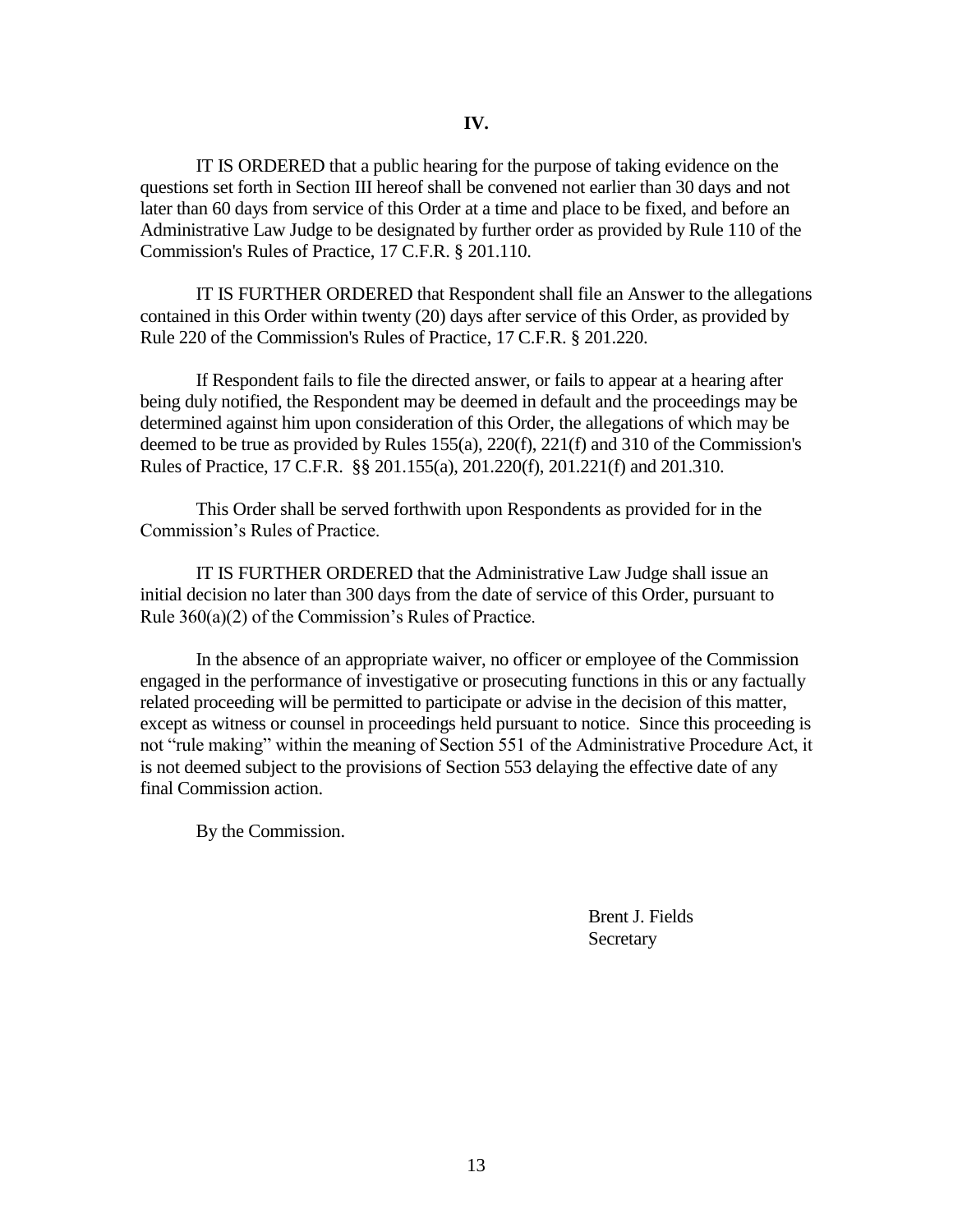## IV.

IT IS ORDERED that a public hearing for the purpose of taking evidence on the questions set forth in Section III hereof shall be convened not earlier than 30 days and not later than 60 days from service of this Order at a time and place to be fixed, and before an Administrative Law Judge to be designated by further order as provided by Rule 110 of the Commission's Rules of Practice, 17 C.F.R. § 201.110.

IT IS FURTHER ORDERED that Respondent shall file an Answer to the allegations contained in this Order within twenty (20) days after service of this Order, as provided by Rule 220 of the Commission's Rules of Practice, 17 C.F.R. § 201.220.

If Respondent fails to file the directed answer, or fails to appear at a hearing after being duly notified, the Respondent may be deemed in default and the proceedings may be determined against him upon consideration of this Order, the allegations of which may be deemed to be true as provided by Rules 155(a), 220(f), 221(f) and 310 of the Commission's Rules of Practice, 17 C.F.R. §§ 201.155(a), 201.220(f), 201.221(f) and 201.310.

This Order shall be served forthwith upon Respondents as provided for in the Commission's Rules of Practice.

IT IS FURTHER ORDERED that the Administrative Law Judge shall issue an initial decision no later than 300 days from the date of service of this Order, pursuant to Rule 360(a)(2) of the Commission's Rules of Practice.

In the absence of an appropriate waiver, no officer or employee of the Commission engaged in the performance of investigative or prosecuting functions in this or any factually related proceeding will be permitted to participate or advise in the decision of this matter, except as witness or counsel in proceedings held pursuant to notice. Since this proceeding is not "rule making" within the meaning of Section 551 of the Administrative Procedure Act, it is not deemed subject to the provisions of Section 553 delaying the effective date of any final Commission action.

By the Commission.

Brent J. Fields
Secretary